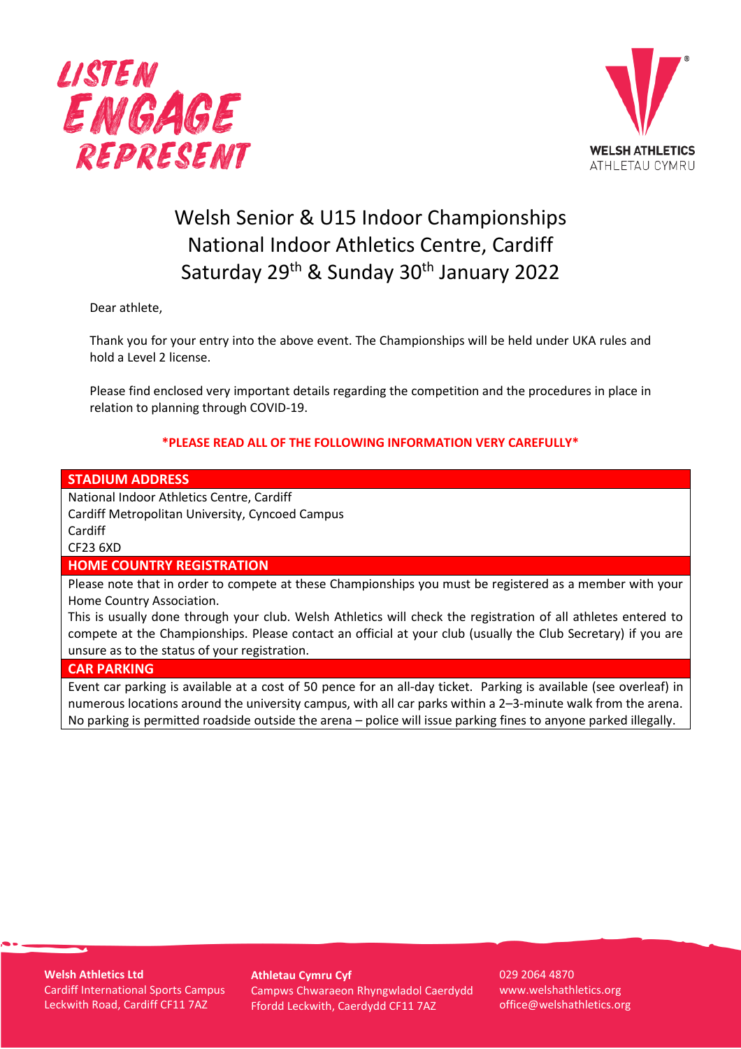LISTEN ENGAGE REPRESENT

WELSH ATHLETICS
ATHLETAU CYMRU

# Welsh Senior & U15 Indoor Championships
# National Indoor Athletics Centre, Cardiff
# Saturday 29th & Sunday 30th January 2022

Dear athlete,

Thank you for your entry into the above event. The Championships will be held under UKA rules and hold a Level 2 license.

Please find enclosed very important details regarding the competition and the procedures in place in relation to planning through COVID-19.

**\*PLEASE READ ALL OF THE FOLLOWING INFORMATION VERY CAREFULLY\***

## STADIUM ADDRESS

National Indoor Athletics Centre, Cardiff
Cardiff Metropolitan University, Cyncoed Campus
Cardiff
CF23 6XD

## HOME COUNTRY REGISTRATION

Please note that in order to compete at these Championships you must be registered as a member with your Home Country Association.
This is usually done through your club. Welsh Athletics will check the registration of all athletes entered to compete at the Championships. Please contact an official at your club (usually the Club Secretary) if you are unsure as to the status of your registration.

## CAR PARKING

Event car parking is available at a cost of 50 pence for an all-day ticket. Parking is available (see overleaf) in numerous locations around the university campus, with all car parks within a 2–3-minute walk from the arena. No parking is permitted roadside outside the arena – police will issue parking fines to anyone parked illegally.

**Welsh Athletics Ltd**
Cardiff International Sports Campus
Leckwith Road, Cardiff CF11 7AZ

**Athletau Cymru Cyf**
Campws Chwaraeon Rhyngwladol Caerdydd
Ffordd Leckwith, Caerdydd CF11 7AZ

029 2064 4870
www.welshathletics.org
office@welshathletics.org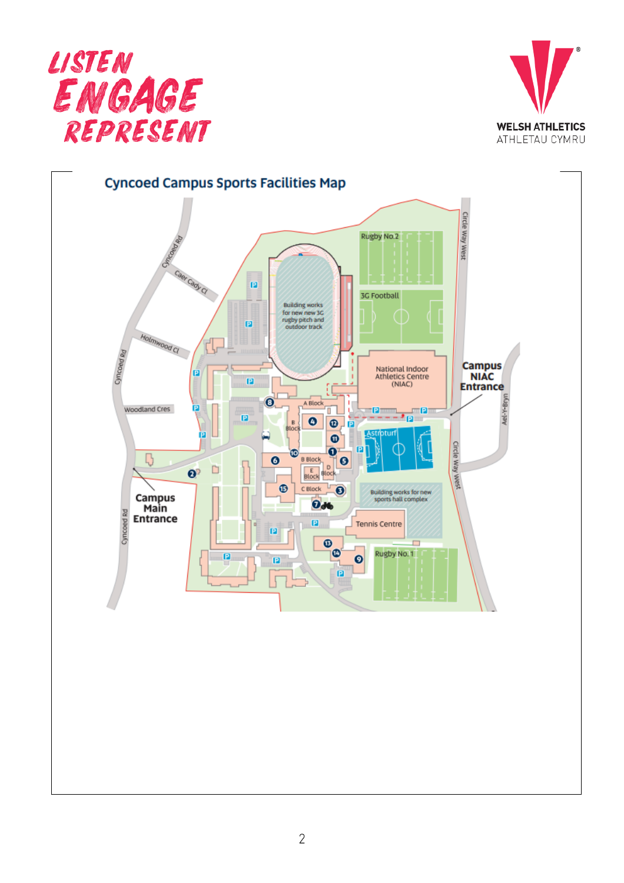## Cyncoed Campus Sports Facilities Map

Rugby No.2

3G Football

Building works for new new 3G rugby pitch and outdoor track

National Indoor Athletics Centre (NIAC)

Campus NIAC Entrance

Astroturf

A Block

B Block

B Block

D Block

E Block

C Block

Building works for new sports hall complex

Tennis Centre

Rugby No. 1

Campus Main Entrance

Cyncoed Rd

Caer Cady Cl

Holmwood Cl

Woodland Cres

Circle Way West

Ael-Y-Bryn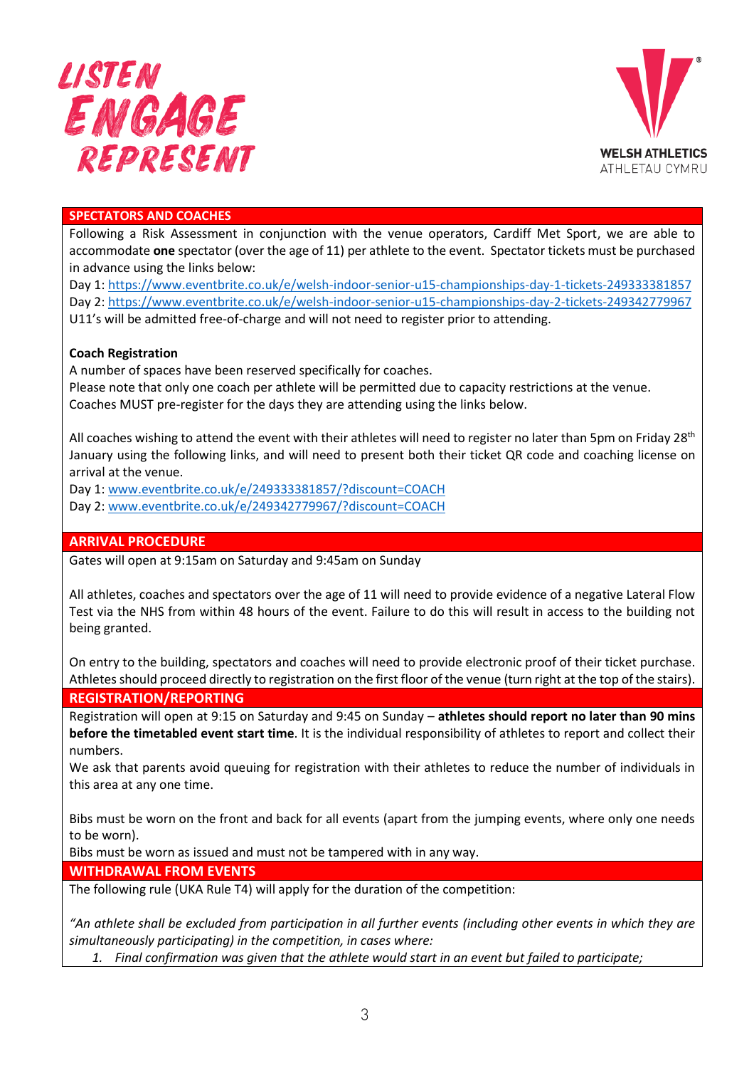## SPECTATORS AND COACHES

Following a Risk Assessment in conjunction with the venue operators, Cardiff Met Sport, we are able to accommodate **one** spectator (over the age of 11) per athlete to the event. Spectator tickets must be purchased in advance using the links below:

Day 1: https://www.eventbrite.co.uk/e/welsh-indoor-senior-u15-championships-day-1-tickets-249333381857
Day 2: https://www.eventbrite.co.uk/e/welsh-indoor-senior-u15-championships-day-2-tickets-249342779967
U11's will be admitted free-of-charge and will not need to register prior to attending.

**Coach Registration**

A number of spaces have been reserved specifically for coaches.
Please note that only one coach per athlete will be permitted due to capacity restrictions at the venue.
Coaches MUST pre-register for the days they are attending using the links below.

All coaches wishing to attend the event with their athletes will need to register no later than 5pm on Friday 28th January using the following links, and will need to present both their ticket QR code and coaching license on arrival at the venue.

Day 1: www.eventbrite.co.uk/e/249333381857/?discount=COACH
Day 2: www.eventbrite.co.uk/e/249342779967/?discount=COACH

## ARRIVAL PROCEDURE

Gates will open at 9:15am on Saturday and 9:45am on Sunday

All athletes, coaches and spectators over the age of 11 will need to provide evidence of a negative Lateral Flow Test via the NHS from within 48 hours of the event. Failure to do this will result in access to the building not being granted.

On entry to the building, spectators and coaches will need to provide electronic proof of their ticket purchase. Athletes should proceed directly to registration on the first floor of the venue (turn right at the top of the stairs).

## REGISTRATION/REPORTING

Registration will open at 9:15 on Saturday and 9:45 on Sunday – **athletes should report no later than 90 mins before the timetabled event start time**. It is the individual responsibility of athletes to report and collect their numbers.

We ask that parents avoid queuing for registration with their athletes to reduce the number of individuals in this area at any one time.

Bibs must be worn on the front and back for all events (apart from the jumping events, where only one needs to be worn).

Bibs must be worn as issued and must not be tampered with in any way.

## WITHDRAWAL FROM EVENTS

The following rule (UKA Rule T4) will apply for the duration of the competition:

*"An athlete shall be excluded from participation in all further events (including other events in which they are simultaneously participating) in the competition, in cases where:*

1. *Final confirmation was given that the athlete would start in an event but failed to participate;*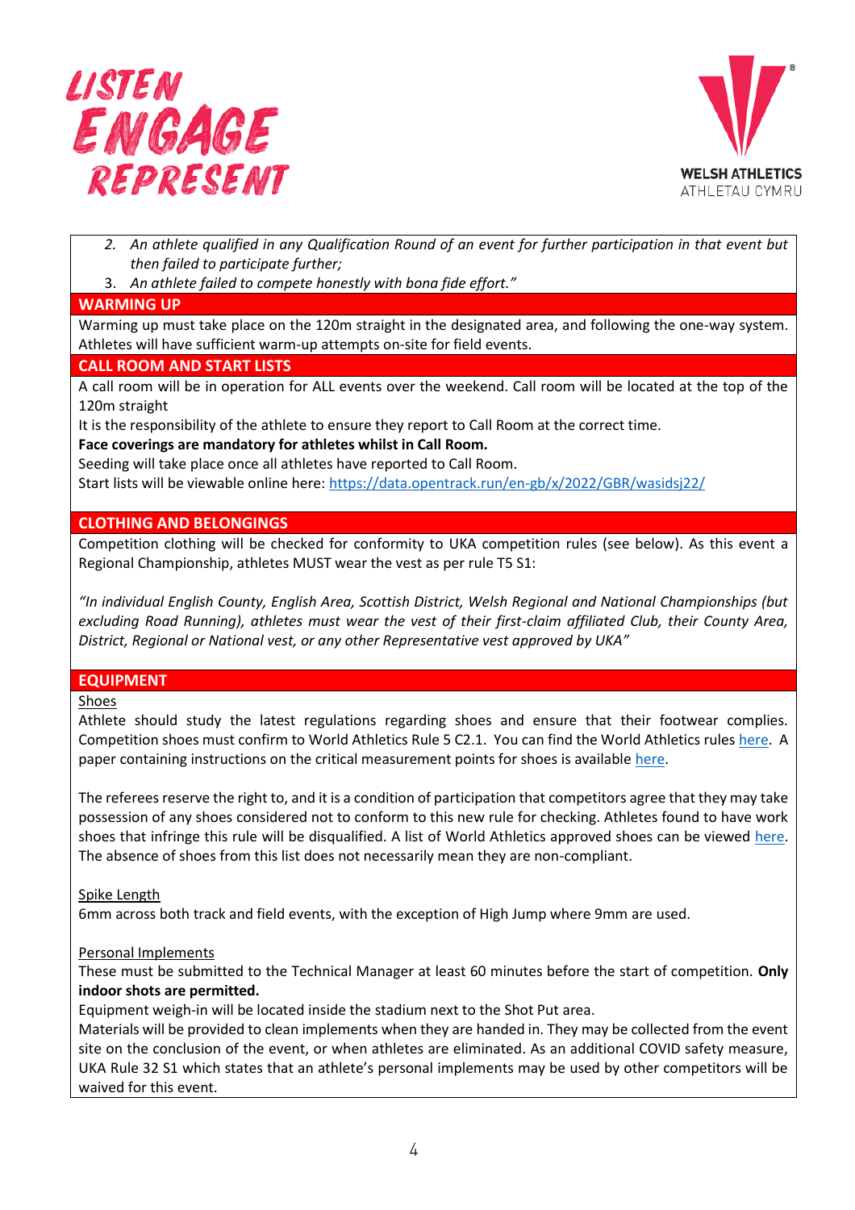2. *An athlete qualified in any Qualification Round of an event for further participation in that event but then failed to participate further;*
3. *An athlete failed to compete honestly with bona fide effort."*

## WARMING UP

Warming up must take place on the 120m straight in the designated area, and following the one-way system. Athletes will have sufficient warm-up attempts on-site for field events.

## CALL ROOM AND START LISTS

A call room will be in operation for ALL events over the weekend. Call room will be located at the top of the 120m straight

It is the responsibility of the athlete to ensure they report to Call Room at the correct time.

**Face coverings are mandatory for athletes whilst in Call Room.**

Seeding will take place once all athletes have reported to Call Room.

Start lists will be viewable online here: https://data.opentrack.run/en-gb/x/2022/GBR/wasidsj22/

## CLOTHING AND BELONGINGS

Competition clothing will be checked for conformity to UKA competition rules (see below). As this event a Regional Championship, athletes MUST wear the vest as per rule T5 S1:

*"In individual English County, English Area, Scottish District, Welsh Regional and National Championships (but excluding Road Running), athletes must wear the vest of their first-claim affiliated Club, their County Area, District, Regional or National vest, or any other Representative vest approved by UKA"*

## EQUIPMENT

Shoes

Athlete should study the latest regulations regarding shoes and ensure that their footwear complies. Competition shoes must confirm to World Athletics Rule 5 C2.1. You can find the World Athletics rules here. A paper containing instructions on the critical measurement points for shoes is available here.

The referees reserve the right to, and it is a condition of participation that competitors agree that they may take possession of any shoes considered not to conform to this new rule for checking. Athletes found to have work shoes that infringe this rule will be disqualified. A list of World Athletics approved shoes can be viewed here. The absence of shoes from this list does not necessarily mean they are non-compliant.

Spike Length

6mm across both track and field events, with the exception of High Jump where 9mm are used.

Personal Implements

These must be submitted to the Technical Manager at least 60 minutes before the start of competition. **Only indoor shots are permitted.**

Equipment weigh-in will be located inside the stadium next to the Shot Put area.

Materials will be provided to clean implements when they are handed in. They may be collected from the event site on the conclusion of the event, or when athletes are eliminated. As an additional COVID safety measure, UKA Rule 32 S1 which states that an athlete's personal implements may be used by other competitors will be waived for this event.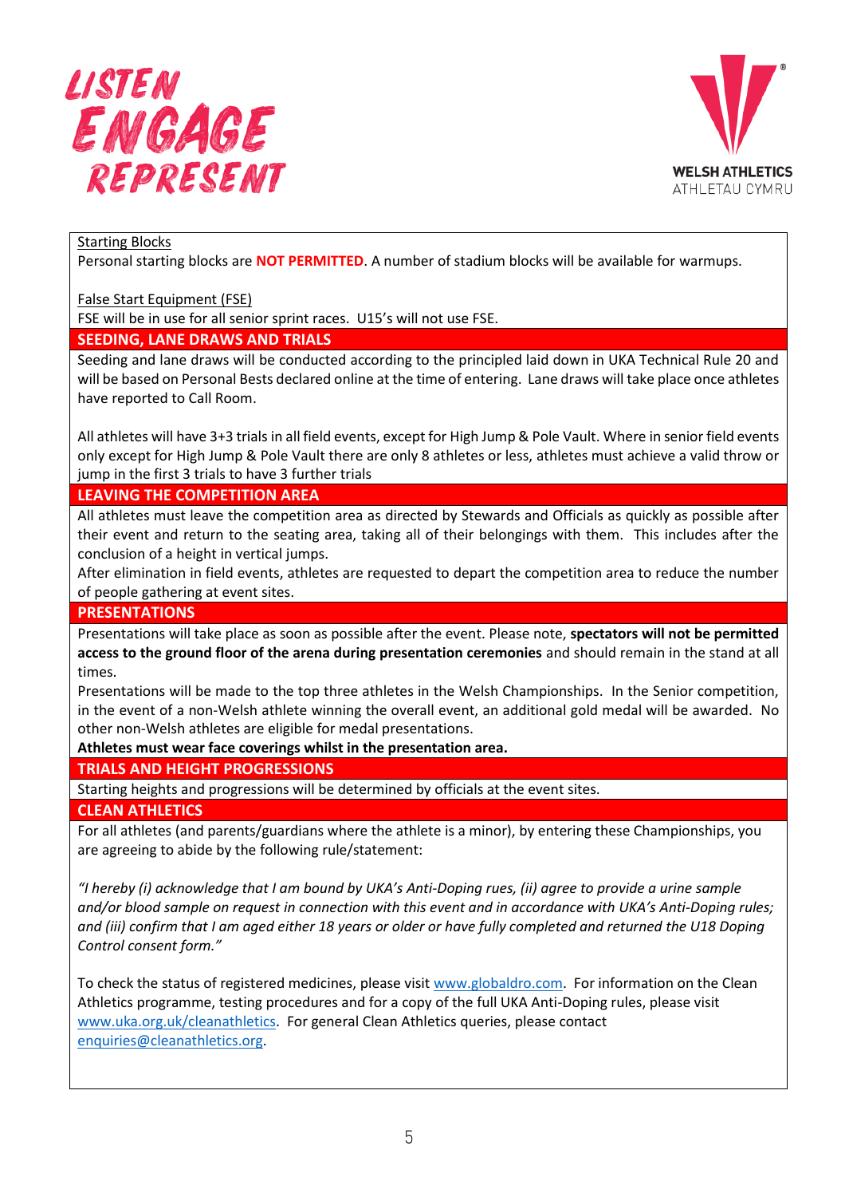Starting Blocks

Personal starting blocks are **NOT PERMITTED**. A number of stadium blocks will be available for warmups.

False Start Equipment (FSE)

FSE will be in use for all senior sprint races. U15's will not use FSE.

## SEEDING, LANE DRAWS AND TRIALS

Seeding and lane draws will be conducted according to the principled laid down in UKA Technical Rule 20 and will be based on Personal Bests declared online at the time of entering. Lane draws will take place once athletes have reported to Call Room.

All athletes will have 3+3 trials in all field events, except for High Jump & Pole Vault. Where in senior field events only except for High Jump & Pole Vault there are only 8 athletes or less, athletes must achieve a valid throw or jump in the first 3 trials to have 3 further trials

## LEAVING THE COMPETITION AREA

All athletes must leave the competition area as directed by Stewards and Officials as quickly as possible after their event and return to the seating area, taking all of their belongings with them. This includes after the conclusion of a height in vertical jumps.

After elimination in field events, athletes are requested to depart the competition area to reduce the number of people gathering at event sites.

## PRESENTATIONS

Presentations will take place as soon as possible after the event. Please note, **spectators will not be permitted access to the ground floor of the arena during presentation ceremonies** and should remain in the stand at all times.

Presentations will be made to the top three athletes in the Welsh Championships. In the Senior competition, in the event of a non-Welsh athlete winning the overall event, an additional gold medal will be awarded. No other non-Welsh athletes are eligible for medal presentations.

**Athletes must wear face coverings whilst in the presentation area.**

## TRIALS AND HEIGHT PROGRESSIONS

Starting heights and progressions will be determined by officials at the event sites.

## CLEAN ATHLETICS

For all athletes (and parents/guardians where the athlete is a minor), by entering these Championships, you are agreeing to abide by the following rule/statement:

*"I hereby (i) acknowledge that I am bound by UKA's Anti-Doping rues, (ii) agree to provide a urine sample and/or blood sample on request in connection with this event and in accordance with UKA's Anti-Doping rules; and (iii) confirm that I am aged either 18 years or older or have fully completed and returned the U18 Doping Control consent form."*

To check the status of registered medicines, please visit www.globaldro.com. For information on the Clean Athletics programme, testing procedures and for a copy of the full UKA Anti-Doping rules, please visit www.uka.org.uk/cleanathletics. For general Clean Athletics queries, please contact enquiries@cleanathletics.org.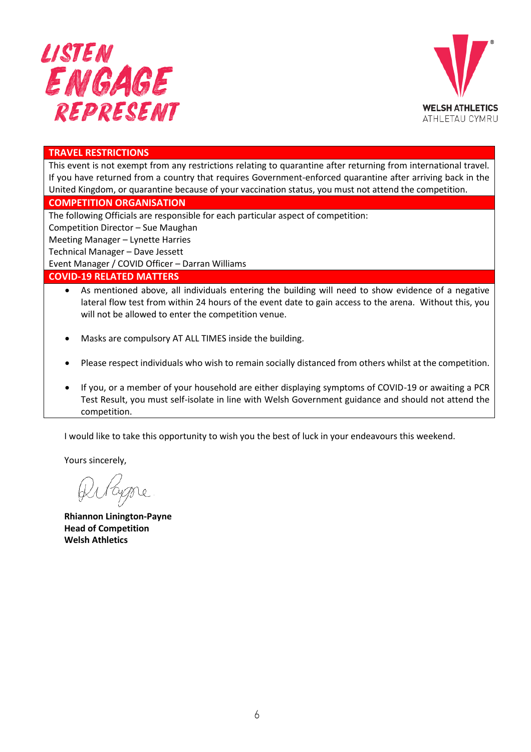## TRAVEL RESTRICTIONS

This event is not exempt from any restrictions relating to quarantine after returning from international travel. If you have returned from a country that requires Government-enforced quarantine after arriving back in the United Kingdom, or quarantine because of your vaccination status, you must not attend the competition.

## COMPETITION ORGANISATION

The following Officials are responsible for each particular aspect of competition:

Competition Director – Sue Maughan
Meeting Manager – Lynette Harries
Technical Manager – Dave Jessett
Event Manager / COVID Officer – Darran Williams

## COVID-19 RELATED MATTERS

- As mentioned above, all individuals entering the building will need to show evidence of a negative lateral flow test from within 24 hours of the event date to gain access to the arena. Without this, you will not be allowed to enter the competition venue.
- Masks are compulsory AT ALL TIMES inside the building.
- Please respect individuals who wish to remain socially distanced from others whilst at the competition.
- If you, or a member of your household are either displaying symptoms of COVID-19 or awaiting a PCR Test Result, you must self-isolate in line with Welsh Government guidance and should not attend the competition.

I would like to take this opportunity to wish you the best of luck in your endeavours this weekend.

Yours sincerely,

**Rhiannon Linington-Payne**
**Head of Competition**
**Welsh Athletics**